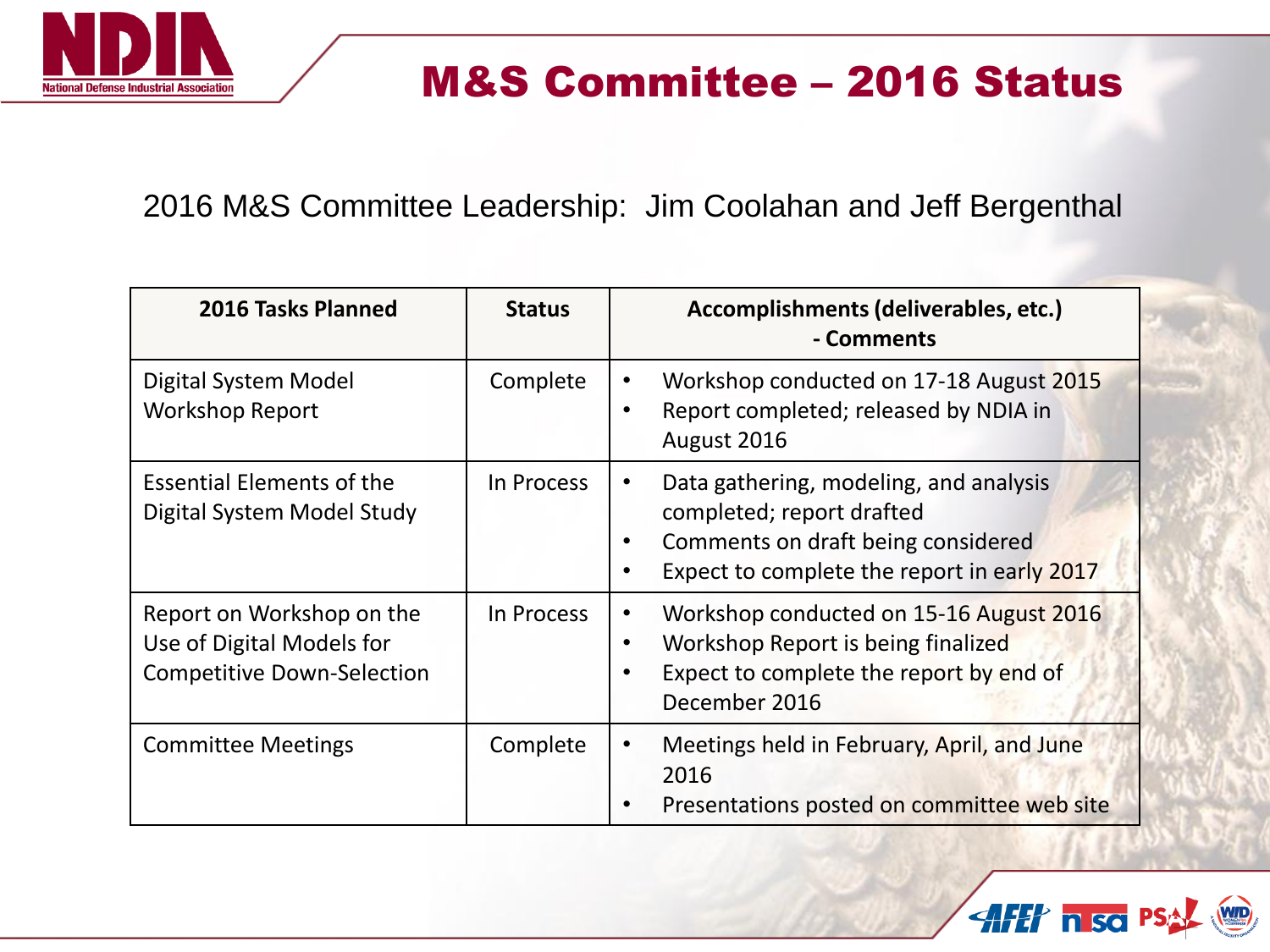# M&S Committee – 2016 Status

2016 M&S Committee Leadership: Jim Coolahan and Jeff Bergenthal

| 2016 Tasks Planned | Status | Accomplishments (deliverables, etc.) - Comments |
|---|---|---|
| Digital System Model Workshop Report | Complete | • Workshop conducted on 17-18 August 2015<br>• Report completed; released by NDIA in August 2016 |
| Essential Elements of the Digital System Model Study | In Process | • Data gathering, modeling, and analysis completed; report drafted<br>• Comments on draft being considered<br>• Expect to complete the report in early 2017 |
| Report on Workshop on the Use of Digital Models for Competitive Down-Selection | In Process | • Workshop conducted on 15-16 August 2016<br>• Workshop Report is being finalized<br>• Expect to complete the report by end of December 2016 |
| Committee Meetings | Complete | • Meetings held in February, April, and June 2016<br>• Presentations posted on committee web site |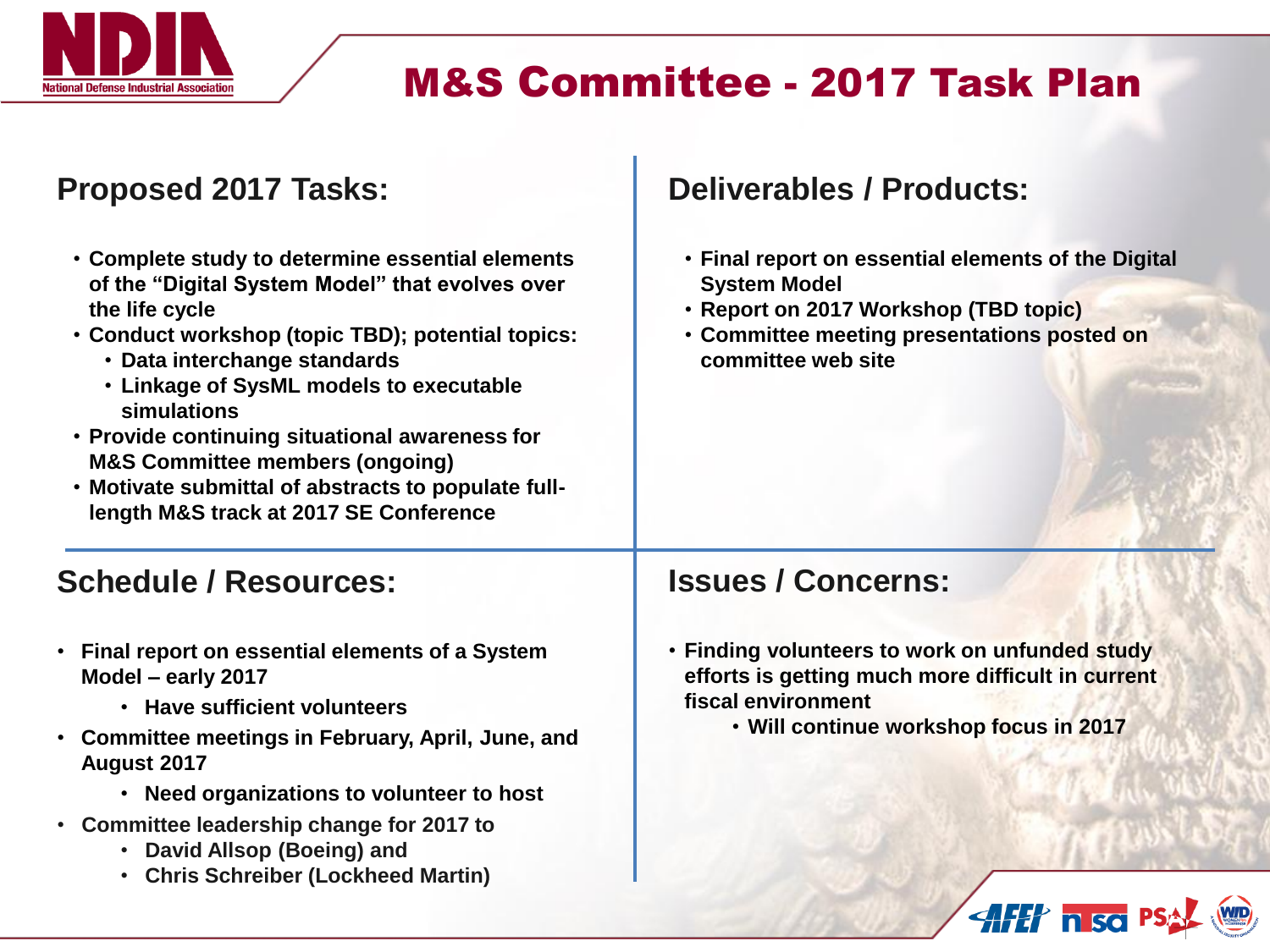# M&S Committee - 2017 Task Plan

## Proposed 2017 Tasks:

- Complete study to determine essential elements of the "Digital System Model" that evolves over the life cycle
- Conduct workshop (topic TBD); potential topics:
  - Data interchange standards
  - Linkage of SysML models to executable simulations
- Provide continuing situational awareness for M&S Committee members (ongoing)
- Motivate submittal of abstracts to populate full-length M&S track at 2017 SE Conference

## Deliverables / Products:

- Final report on essential elements of the Digital System Model
- Report on 2017 Workshop (TBD topic)
- Committee meeting presentations posted on committee web site

## Schedule / Resources:

- Final report on essential elements of a System Model – early 2017
  - Have sufficient volunteers
- Committee meetings in February, April, June, and August 2017
  - Need organizations to volunteer to host
- Committee leadership change for 2017 to
  - David Allsop (Boeing) and
  - Chris Schreiber (Lockheed Martin)

## Issues / Concerns:

- Finding volunteers to work on unfunded study efforts is getting much more difficult in current fiscal environment
  - Will continue workshop focus in 2017